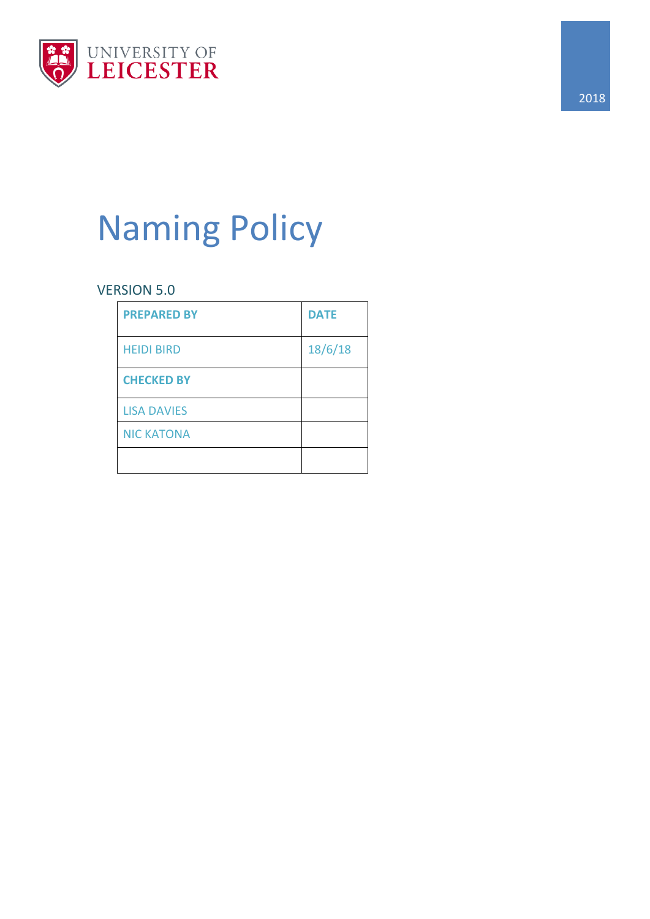UNIVERSITY OF LEICESTER

2018

# Naming Policy

VERSION 5.0

| PREPARED BY | DATE |
|---|---|
| HEIDI BIRD | 18/6/18 |
| CHECKED BY | |
| LISA DAVIES | |
| NIC KATONA | |
| | |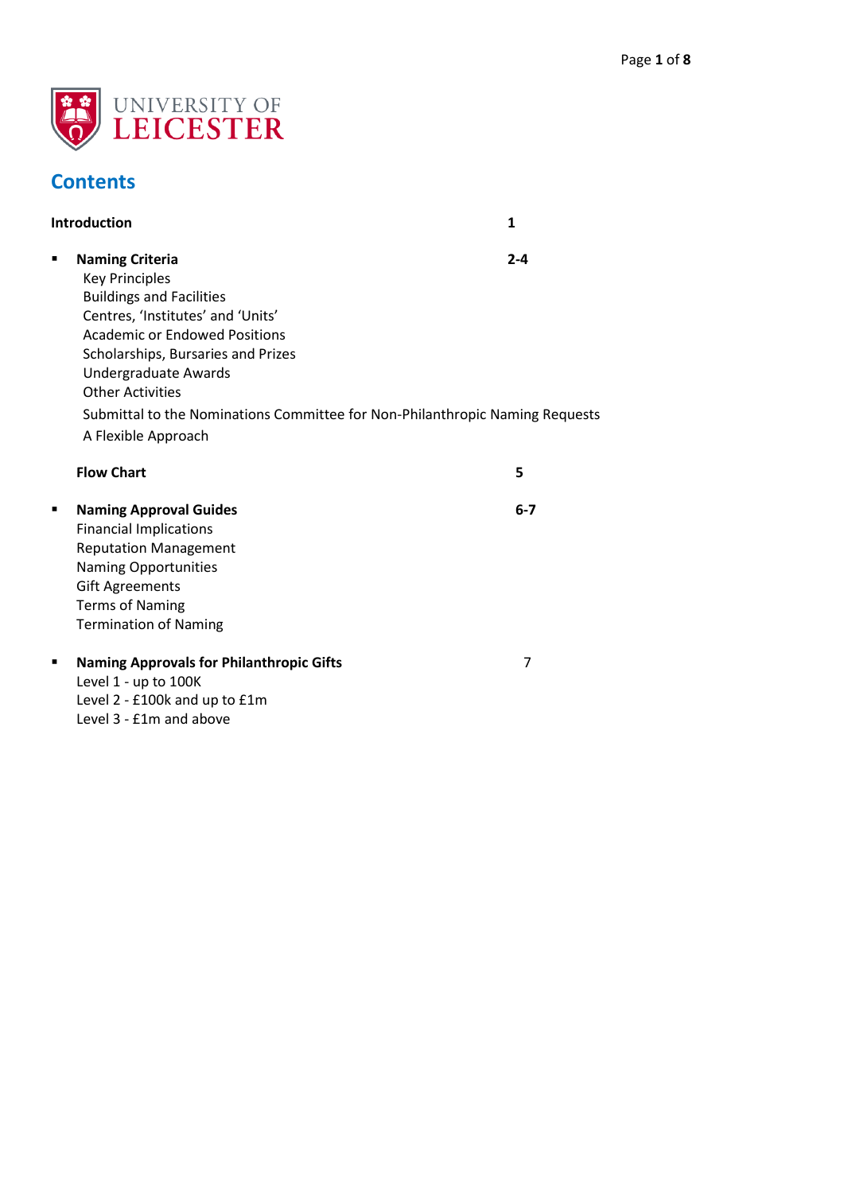UNIVERSITY OF LEICESTER

## Contents

**Introduction** **1**

- **Naming Criteria** **2-4**
  - Key Principles
  - Buildings and Facilities
  - Centres, 'Institutes' and 'Units'
  - Academic or Endowed Positions
  - Scholarships, Bursaries and Prizes
  - Undergraduate Awards
  - Other Activities
  - Submittal to the Nominations Committee for Non-Philanthropic Naming Requests
  - A Flexible Approach

  **Flow Chart** **5**

- **Naming Approval Guides** **6-7**
  - Financial Implications
  - Reputation Management
  - Naming Opportunities
  - Gift Agreements
  - Terms of Naming
  - Termination of Naming

- **Naming Approvals for Philanthropic Gifts** 7
  - Level 1 - up to 100K
  - Level 2 - £100k and up to £1m
  - Level 3 - £1m and above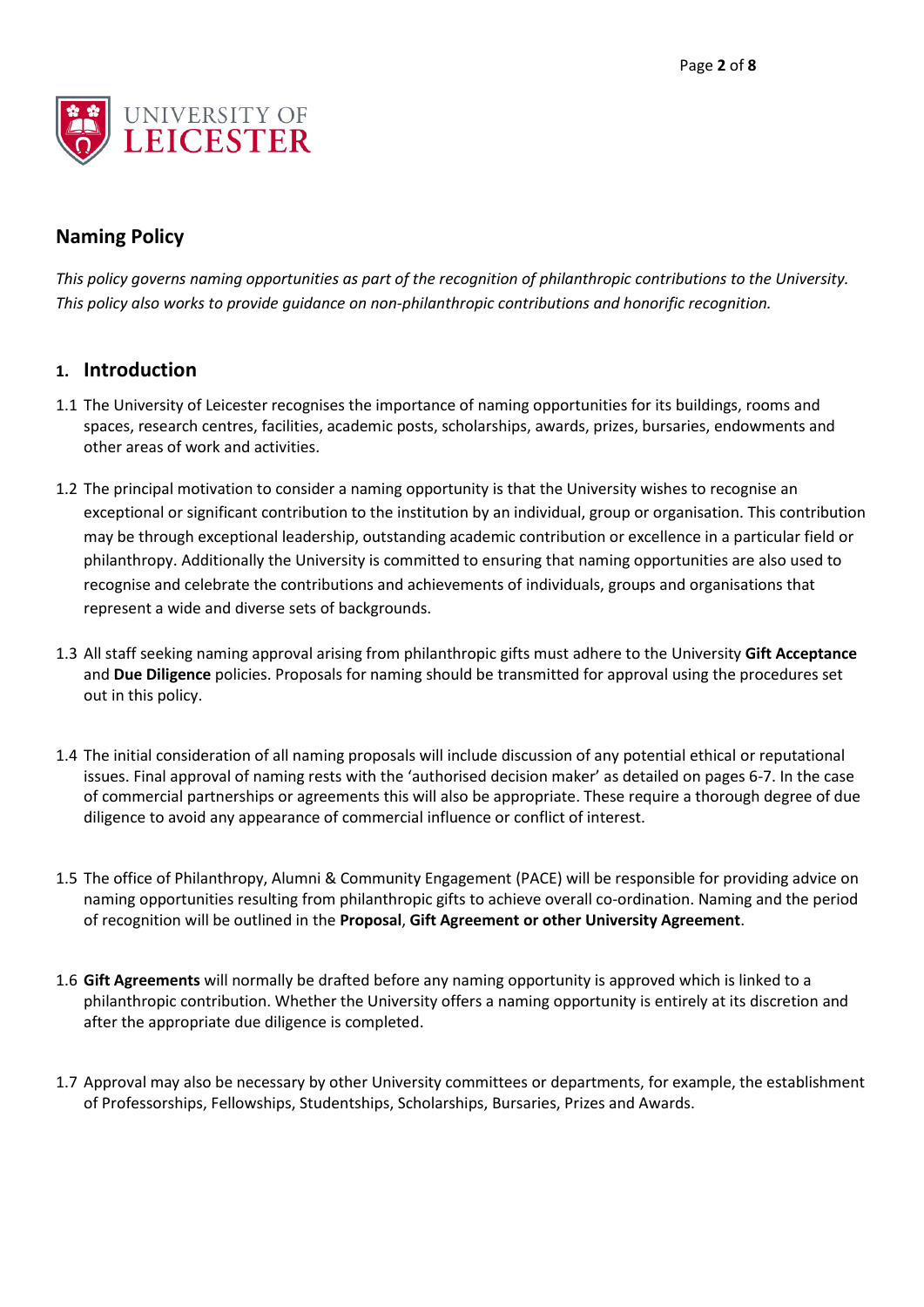## Naming Policy

*This policy governs naming opportunities as part of the recognition of philanthropic contributions to the University. This policy also works to provide guidance on non-philanthropic contributions and honorific recognition.*

## 1. Introduction

1.1 The University of Leicester recognises the importance of naming opportunities for its buildings, rooms and spaces, research centres, facilities, academic posts, scholarships, awards, prizes, bursaries, endowments and other areas of work and activities.

1.2 The principal motivation to consider a naming opportunity is that the University wishes to recognise an exceptional or significant contribution to the institution by an individual, group or organisation. This contribution may be through exceptional leadership, outstanding academic contribution or excellence in a particular field or philanthropy. Additionally the University is committed to ensuring that naming opportunities are also used to recognise and celebrate the contributions and achievements of individuals, groups and organisations that represent a wide and diverse sets of backgrounds.

1.3 All staff seeking naming approval arising from philanthropic gifts must adhere to the University **Gift Acceptance** and **Due Diligence** policies. Proposals for naming should be transmitted for approval using the procedures set out in this policy.

1.4 The initial consideration of all naming proposals will include discussion of any potential ethical or reputational issues. Final approval of naming rests with the 'authorised decision maker' as detailed on pages 6-7. In the case of commercial partnerships or agreements this will also be appropriate. These require a thorough degree of due diligence to avoid any appearance of commercial influence or conflict of interest.

1.5 The office of Philanthropy, Alumni & Community Engagement (PACE) will be responsible for providing advice on naming opportunities resulting from philanthropic gifts to achieve overall co-ordination. Naming and the period of recognition will be outlined in the **Proposal**, **Gift Agreement or other University Agreement**.

1.6 **Gift Agreements** will normally be drafted before any naming opportunity is approved which is linked to a philanthropic contribution. Whether the University offers a naming opportunity is entirely at its discretion and after the appropriate due diligence is completed.

1.7 Approval may also be necessary by other University committees or departments, for example, the establishment of Professorships, Fellowships, Studentships, Scholarships, Bursaries, Prizes and Awards.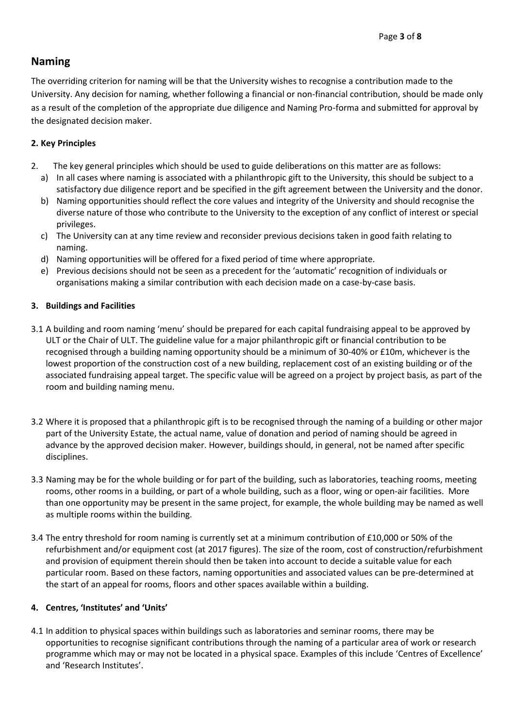## Naming

The overriding criterion for naming will be that the University wishes to recognise a contribution made to the University. Any decision for naming, whether following a financial or non-financial contribution, should be made only as a result of the completion of the appropriate due diligence and Naming Pro-forma and submitted for approval by the designated decision maker.

### 2. Key Principles

2. The key general principles which should be used to guide deliberations on this matter are as follows:
   a) In all cases where naming is associated with a philanthropic gift to the University, this should be subject to a satisfactory due diligence report and be specified in the gift agreement between the University and the donor.
   b) Naming opportunities should reflect the core values and integrity of the University and should recognise the diverse nature of those who contribute to the University to the exception of any conflict of interest or special privileges.
   c) The University can at any time review and reconsider previous decisions taken in good faith relating to naming.
   d) Naming opportunities will be offered for a fixed period of time where appropriate.
   e) Previous decisions should not be seen as a precedent for the 'automatic' recognition of individuals or organisations making a similar contribution with each decision made on a case-by-case basis.

### 3. Buildings and Facilities

3.1 A building and room naming 'menu' should be prepared for each capital fundraising appeal to be approved by ULT or the Chair of ULT. The guideline value for a major philanthropic gift or financial contribution to be recognised through a building naming opportunity should be a minimum of 30-40% or £10m, whichever is the lowest proportion of the construction cost of a new building, replacement cost of an existing building or of the associated fundraising appeal target. The specific value will be agreed on a project by project basis, as part of the room and building naming menu.

3.2 Where it is proposed that a philanthropic gift is to be recognised through the naming of a building or other major part of the University Estate, the actual name, value of donation and period of naming should be agreed in advance by the approved decision maker. However, buildings should, in general, not be named after specific disciplines.

3.3 Naming may be for the whole building or for part of the building, such as laboratories, teaching rooms, meeting rooms, other rooms in a building, or part of a whole building, such as a floor, wing or open-air facilities. More than one opportunity may be present in the same project, for example, the whole building may be named as well as multiple rooms within the building.

3.4 The entry threshold for room naming is currently set at a minimum contribution of £10,000 or 50% of the refurbishment and/or equipment cost (at 2017 figures). The size of the room, cost of construction/refurbishment and provision of equipment therein should then be taken into account to decide a suitable value for each particular room. Based on these factors, naming opportunities and associated values can be pre-determined at the start of an appeal for rooms, floors and other spaces available within a building.

### 4. Centres, 'Institutes' and 'Units'

4.1 In addition to physical spaces within buildings such as laboratories and seminar rooms, there may be opportunities to recognise significant contributions through the naming of a particular area of work or research programme which may or may not be located in a physical space. Examples of this include 'Centres of Excellence' and 'Research Institutes'.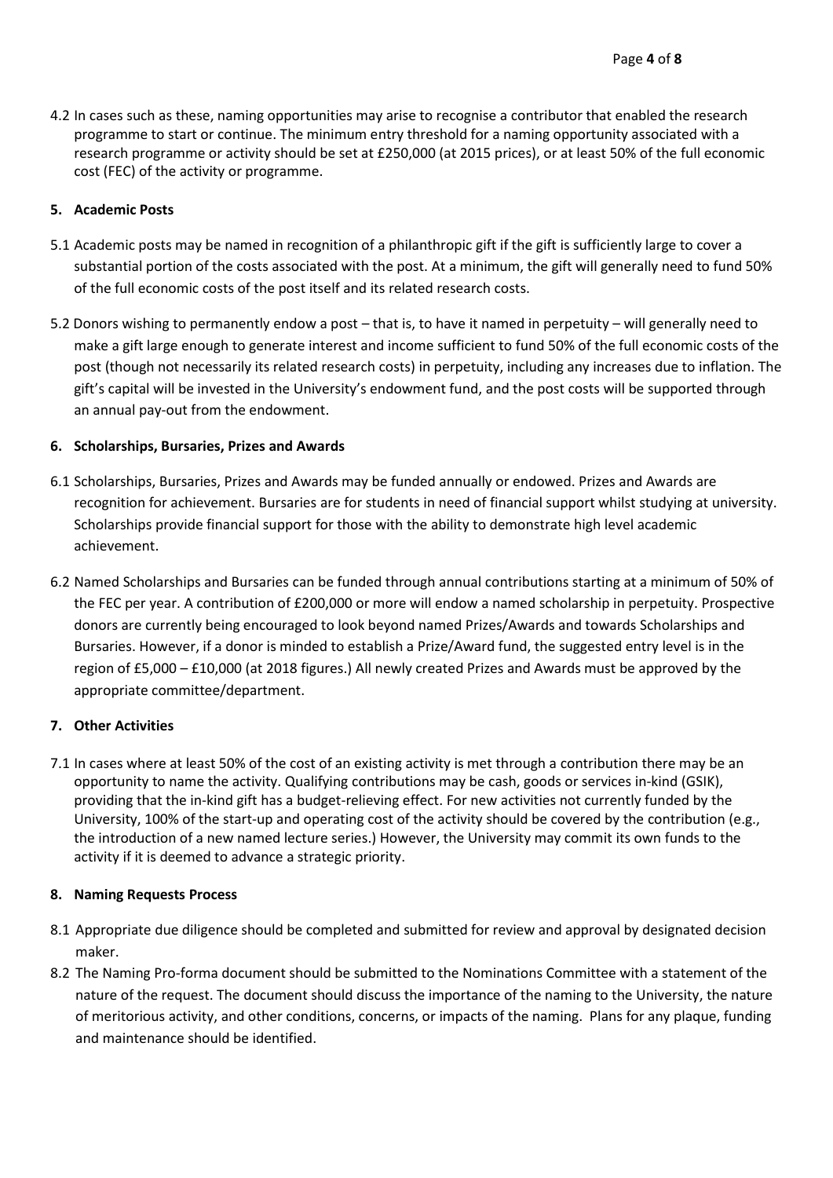4.2 In cases such as these, naming opportunities may arise to recognise a contributor that enabled the research programme to start or continue. The minimum entry threshold for a naming opportunity associated with a research programme or activity should be set at £250,000 (at 2015 prices), or at least 50% of the full economic cost (FEC) of the activity or programme.

## 5. Academic Posts

5.1 Academic posts may be named in recognition of a philanthropic gift if the gift is sufficiently large to cover a substantial portion of the costs associated with the post. At a minimum, the gift will generally need to fund 50% of the full economic costs of the post itself and its related research costs.

5.2 Donors wishing to permanently endow a post – that is, to have it named in perpetuity – will generally need to make a gift large enough to generate interest and income sufficient to fund 50% of the full economic costs of the post (though not necessarily its related research costs) in perpetuity, including any increases due to inflation. The gift's capital will be invested in the University's endowment fund, and the post costs will be supported through an annual pay-out from the endowment.

## 6. Scholarships, Bursaries, Prizes and Awards

6.1 Scholarships, Bursaries, Prizes and Awards may be funded annually or endowed. Prizes and Awards are recognition for achievement. Bursaries are for students in need of financial support whilst studying at university. Scholarships provide financial support for those with the ability to demonstrate high level academic achievement.

6.2 Named Scholarships and Bursaries can be funded through annual contributions starting at a minimum of 50% of the FEC per year. A contribution of £200,000 or more will endow a named scholarship in perpetuity. Prospective donors are currently being encouraged to look beyond named Prizes/Awards and towards Scholarships and Bursaries. However, if a donor is minded to establish a Prize/Award fund, the suggested entry level is in the region of £5,000 – £10,000 (at 2018 figures.) All newly created Prizes and Awards must be approved by the appropriate committee/department.

## 7. Other Activities

7.1 In cases where at least 50% of the cost of an existing activity is met through a contribution there may be an opportunity to name the activity. Qualifying contributions may be cash, goods or services in-kind (GSIK), providing that the in-kind gift has a budget-relieving effect. For new activities not currently funded by the University, 100% of the start-up and operating cost of the activity should be covered by the contribution (e.g., the introduction of a new named lecture series.) However, the University may commit its own funds to the activity if it is deemed to advance a strategic priority.

## 8. Naming Requests Process

8.1 Appropriate due diligence should be completed and submitted for review and approval by designated decision maker.

8.2 The Naming Pro-forma document should be submitted to the Nominations Committee with a statement of the nature of the request. The document should discuss the importance of the naming to the University, the nature of meritorious activity, and other conditions, concerns, or impacts of the naming. Plans for any plaque, funding and maintenance should be identified.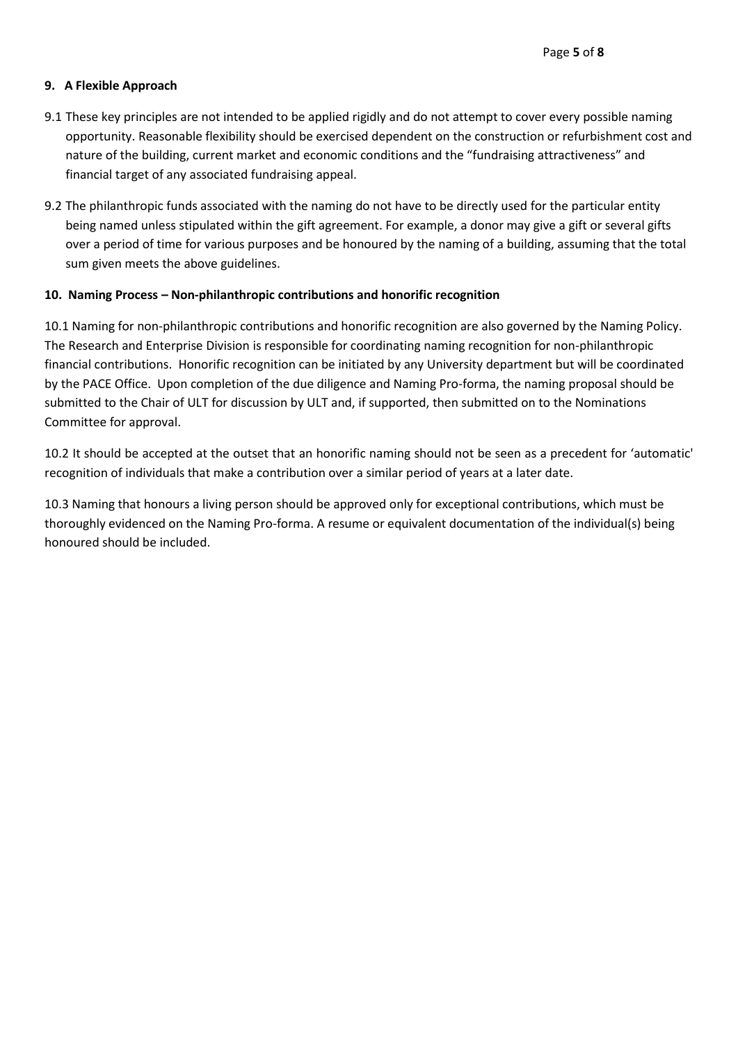## 9. A Flexible Approach

9.1 These key principles are not intended to be applied rigidly and do not attempt to cover every possible naming opportunity. Reasonable flexibility should be exercised dependent on the construction or refurbishment cost and nature of the building, current market and economic conditions and the "fundraising attractiveness" and financial target of any associated fundraising appeal.

9.2 The philanthropic funds associated with the naming do not have to be directly used for the particular entity being named unless stipulated within the gift agreement. For example, a donor may give a gift or several gifts over a period of time for various purposes and be honoured by the naming of a building, assuming that the total sum given meets the above guidelines.

## 10. Naming Process – Non-philanthropic contributions and honorific recognition

10.1 Naming for non-philanthropic contributions and honorific recognition are also governed by the Naming Policy. The Research and Enterprise Division is responsible for coordinating naming recognition for non-philanthropic financial contributions. Honorific recognition can be initiated by any University department but will be coordinated by the PACE Office. Upon completion of the due diligence and Naming Pro-forma, the naming proposal should be submitted to the Chair of ULT for discussion by ULT and, if supported, then submitted on to the Nominations Committee for approval.

10.2 It should be accepted at the outset that an honorific naming should not be seen as a precedent for 'automatic' recognition of individuals that make a contribution over a similar period of years at a later date.

10.3 Naming that honours a living person should be approved only for exceptional contributions, which must be thoroughly evidenced on the Naming Pro-forma. A resume or equivalent documentation of the individual(s) being honoured should be included.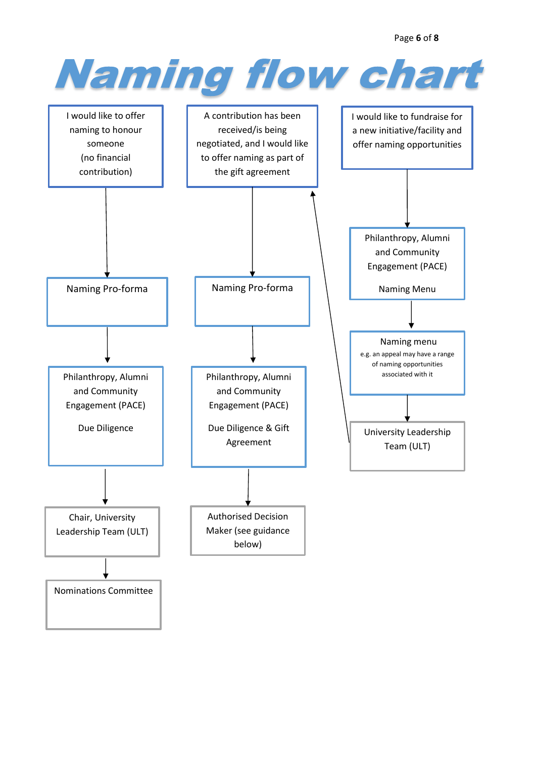# Naming flow chart

**Route 1**

I would like to offer naming to honour someone (no financial contribution)

↓

Naming Pro-forma

↓

Philanthropy, Alumni and Community Engagement (PACE)

Due Diligence

↓

Chair, University Leadership Team (ULT)

↓

Nominations Committee

**Route 2**

A contribution has been received/is being negotiated, and I would like to offer naming as part of the gift agreement

↓

Naming Pro-forma

↓

Philanthropy, Alumni and Community Engagement (PACE)

Due Diligence & Gift Agreement

↓

Authorised Decision Maker (see guidance below)

**Route 3**

I would like to fundraise for a new initiative/facility and offer naming opportunities

↓

Philanthropy, Alumni and Community Engagement (PACE)

Naming Menu

↓

Naming menu

e.g. an appeal may have a range of naming opportunities associated with it

↓

University Leadership Team (ULT)

↑ (arrow from University Leadership Team (ULT) back to "A contribution has been received/is being negotiated, and I would like to offer naming as part of the gift agreement")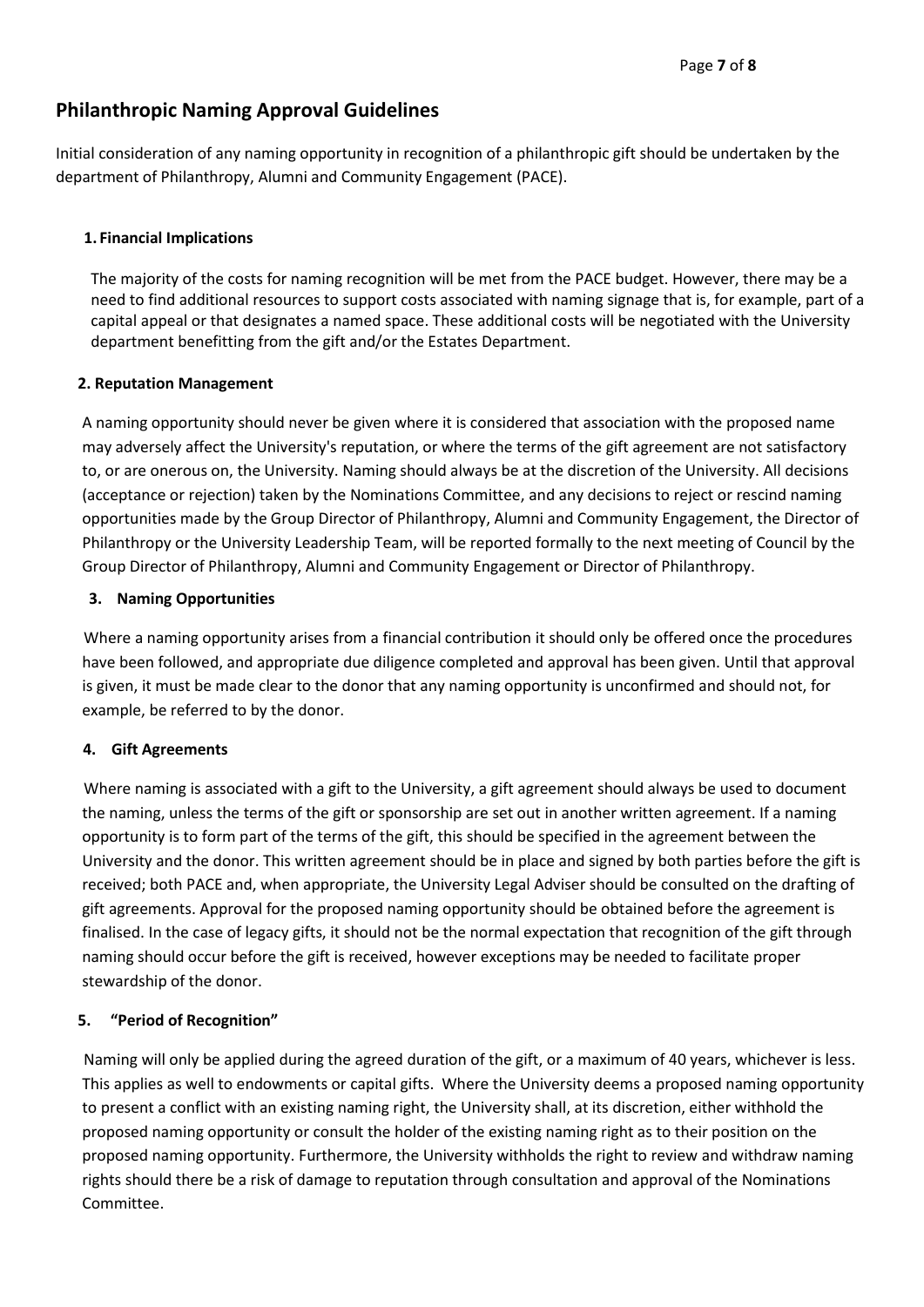## Philanthropic Naming Approval Guidelines

Initial consideration of any naming opportunity in recognition of a philanthropic gift should be undertaken by the department of Philanthropy, Alumni and Community Engagement (PACE).

### 1. Financial Implications

The majority of the costs for naming recognition will be met from the PACE budget. However, there may be a need to find additional resources to support costs associated with naming signage that is, for example, part of a capital appeal or that designates a named space. These additional costs will be negotiated with the University department benefitting from the gift and/or the Estates Department.

### 2. Reputation Management

A naming opportunity should never be given where it is considered that association with the proposed name may adversely affect the University's reputation, or where the terms of the gift agreement are not satisfactory to, or are onerous on, the University. Naming should always be at the discretion of the University. All decisions (acceptance or rejection) taken by the Nominations Committee, and any decisions to reject or rescind naming opportunities made by the Group Director of Philanthropy, Alumni and Community Engagement, the Director of Philanthropy or the University Leadership Team, will be reported formally to the next meeting of Council by the Group Director of Philanthropy, Alumni and Community Engagement or Director of Philanthropy.

### 3. Naming Opportunities

Where a naming opportunity arises from a financial contribution it should only be offered once the procedures have been followed, and appropriate due diligence completed and approval has been given. Until that approval is given, it must be made clear to the donor that any naming opportunity is unconfirmed and should not, for example, be referred to by the donor.

### 4. Gift Agreements

Where naming is associated with a gift to the University, a gift agreement should always be used to document the naming, unless the terms of the gift or sponsorship are set out in another written agreement. If a naming opportunity is to form part of the terms of the gift, this should be specified in the agreement between the University and the donor. This written agreement should be in place and signed by both parties before the gift is received; both PACE and, when appropriate, the University Legal Adviser should be consulted on the drafting of gift agreements. Approval for the proposed naming opportunity should be obtained before the agreement is finalised. In the case of legacy gifts, it should not be the normal expectation that recognition of the gift through naming should occur before the gift is received, however exceptions may be needed to facilitate proper stewardship of the donor.

### 5. "Period of Recognition"

Naming will only be applied during the agreed duration of the gift, or a maximum of 40 years, whichever is less. This applies as well to endowments or capital gifts. Where the University deems a proposed naming opportunity to present a conflict with an existing naming right, the University shall, at its discretion, either withhold the proposed naming opportunity or consult the holder of the existing naming right as to their position on the proposed naming opportunity. Furthermore, the University withholds the right to review and withdraw naming rights should there be a risk of damage to reputation through consultation and approval of the Nominations Committee.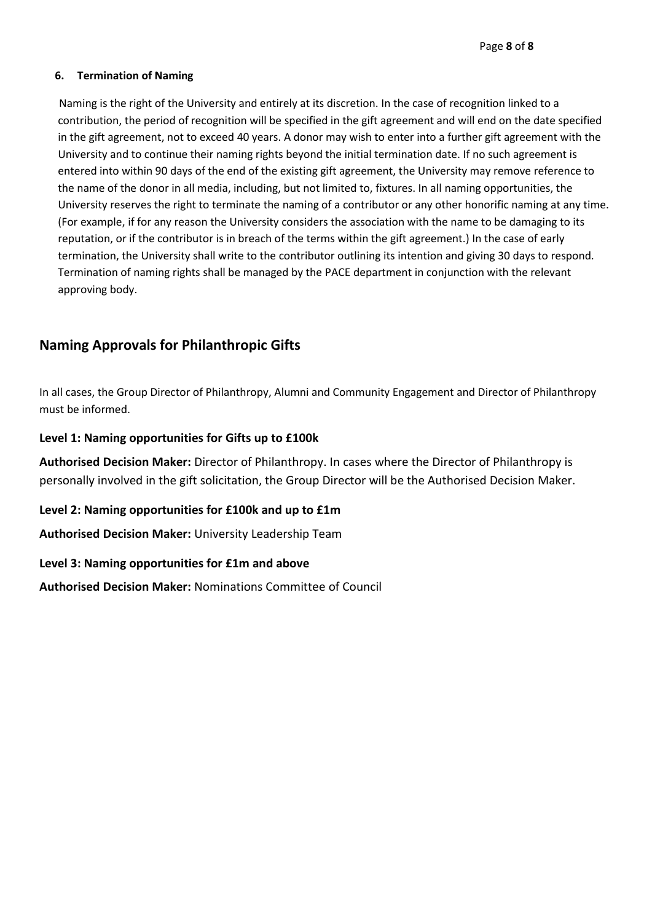### 6. Termination of Naming

Naming is the right of the University and entirely at its discretion. In the case of recognition linked to a contribution, the period of recognition will be specified in the gift agreement and will end on the date specified in the gift agreement, not to exceed 40 years. A donor may wish to enter into a further gift agreement with the University and to continue their naming rights beyond the initial termination date. If no such agreement is entered into within 90 days of the end of the existing gift agreement, the University may remove reference to the name of the donor in all media, including, but not limited to, fixtures. In all naming opportunities, the University reserves the right to terminate the naming of a contributor or any other honorific naming at any time. (For example, if for any reason the University considers the association with the name to be damaging to its reputation, or if the contributor is in breach of the terms within the gift agreement.) In the case of early termination, the University shall write to the contributor outlining its intention and giving 30 days to respond. Termination of naming rights shall be managed by the PACE department in conjunction with the relevant approving body.

## Naming Approvals for Philanthropic Gifts

In all cases, the Group Director of Philanthropy, Alumni and Community Engagement and Director of Philanthropy must be informed.

**Level 1: Naming opportunities for Gifts up to £100k**

**Authorised Decision Maker:** Director of Philanthropy. In cases where the Director of Philanthropy is personally involved in the gift solicitation, the Group Director will be the Authorised Decision Maker.

**Level 2: Naming opportunities for £100k and up to £1m**

**Authorised Decision Maker:** University Leadership Team

**Level 3: Naming opportunities for £1m and above**

**Authorised Decision Maker:** Nominations Committee of Council